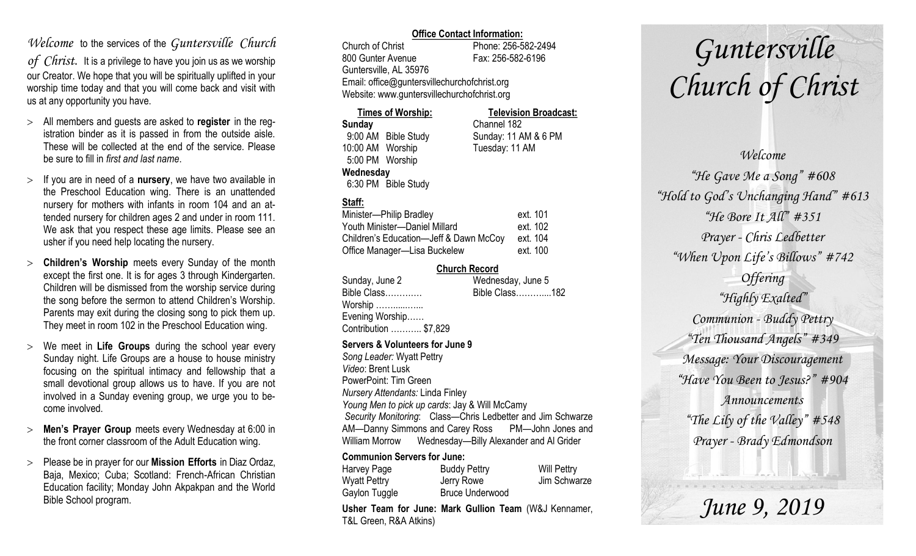*Welcome* to the services of the *Guntersville Church of Christ.* It is a privilege to have you join us as we worship our Creator. We hope that you will be spiritually uplifted in your worship time today and that you will come back and visit with us at any opportunity you have.

- All members and guests are asked to **register** in the registration binder as it is passed in from the outside aisle. These will be collected at the end of the service. Please be sure to fill in *first and last name*.
- If you are in need of a **nursery**, we have two available in the Preschool Education wing. There is an unattended nursery for mothers with infants in room 104 and an attended nursery for children ages 2 and under in room 111. We ask that you respect these age limits. Please see an usher if you need help locating the nursery.
- **Children's Worship** meets every Sunday of the month except the first one. It is for ages 3 through Kindergarten. Children will be dismissed from the worship service during the song before the sermon to attend Children's Worship. Parents may exit during the closing song to pick them up. They meet in room 102 in the Preschool Education wing.
- We meet in **Life Groups** during the school year every Sunday night. Life Groups are a house to house ministry focusing on the spiritual intimacy and fellowship that a small devotional group allows us to have. If you are not involved in a Sunday evening group, we urge you to become involved.
- **Men's Prayer Group** meets every Wednesday at 6:00 in the front corner classroom of the Adult Education wing.
- Please be in prayer for our **Mission Efforts** in Diaz Ordaz, Baja, Mexico; Cuba; Scotland: French-African Christian Education facility; Monday John Akpakpan and the World Bible School program.

**Office Contact Information:**

Church of Christ — Phone: 256-582-2494
800 Gunter Avenue — Fax: 256-582-6196
Guntersville, AL 35976
Email: office@guntersvillechurchofchrist.org
Website: www.guntersvillechurchofchrist.org

**Times of Worship:**
**Sunday**
9:00 AM Bible Study
10:00 AM Worship
5:00 PM Worship
**Wednesday**
6:30 PM Bible Study

**Television Broadcast:**
Channel 182
Sunday: 11 AM & 6 PM
Tuesday: 11 AM

**Staff:**

| | |
|---|---|
| Minister—Philip Bradley | ext. 101 |
| Youth Minister—Daniel Millard | ext. 102 |
| Children's Education—Jeff & Dawn McCoy | ext. 104 |
| Office Manager—Lisa Buckelew | ext. 100 |

**Church Record**

| Sunday, June 2 | Wednesday, June 5 |
|---|---|
| Bible Class………… | Bible Class………....182 |
| Worship …….....…... | |
| Evening Worship…… | |
| Contribution ……….. $7,829 | |

**Servers & Volunteers for June 9**

*Song Leader:* Wyatt Pettry
*Video*: Brent Lusk
PowerPoint: Tim Green
*Nursery Attendants:* Linda Finley
*Young Men to pick up cards*: Jay & Will McCamy
*Security Monitoring*: Class—Chris Ledbetter and Jim Schwarze AM—Danny Simmons and Carey Ross PM—John Jones and William Morrow Wednesday—Billy Alexander and Al Grider

**Communion Servers for June:**

| | | |
|---|---|---|
| Harvey Page | Buddy Pettry | Will Pettry |
| Wyatt Pettry | Jerry Rowe | Jim Schwarze |
| Gaylon Tuggle | Bruce Underwood | |

**Usher Team for June: Mark Gullion Team** (W&J Kennamer, T&L Green, R&A Atkins)

# *Guntersville Church of Christ*

*Welcome*
*"He Gave Me a Song" #608*
*"Hold to God's Unchanging Hand" #613*
*"He Bore It All" #351*
*Prayer - Chris Ledbetter*
*"When Upon Life's Billows" #742*
*Offering*
*"Highly Exalted"*
*Communion - Buddy Pettry*
*"Ten Thousand Angels" #349*
*Message: Your Discouragement*
*"Have You Been to Jesus?" #904*
*Announcements*
*"The Lily of the Valley" #548*
*Prayer - Brady Edmondson*

*June 9, 2019*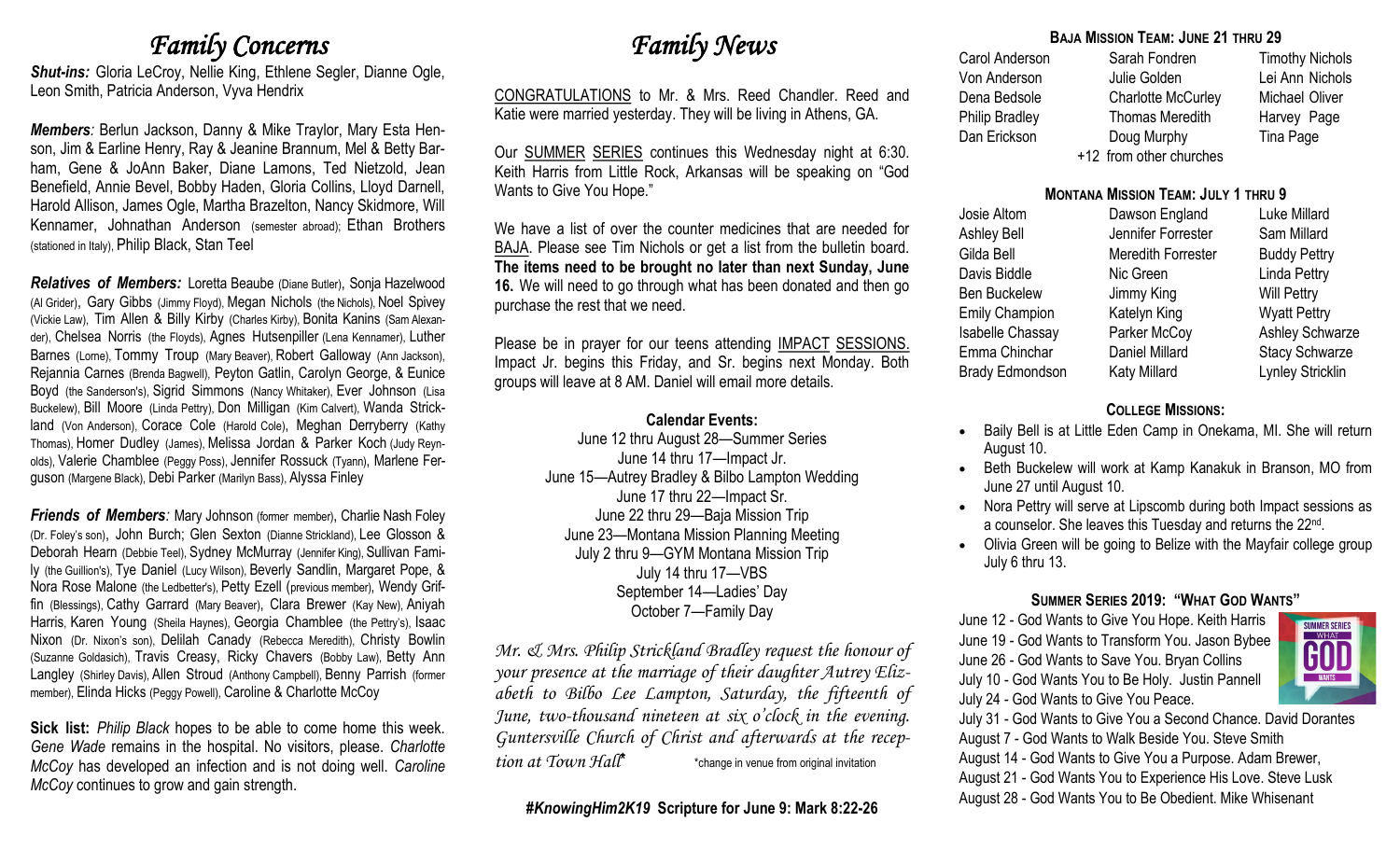# Family Concerns

***Shut-ins:*** Gloria LeCroy, Nellie King, Ethlene Segler, Dianne Ogle, Leon Smith, Patricia Anderson, Vyva Hendrix

***Members:*** Berlun Jackson, Danny & Mike Traylor, Mary Esta Henson, Jim & Earline Henry, Ray & Jeanine Brannum, Mel & Betty Barham, Gene & JoAnn Baker, Diane Lamons, Ted Nietzold, Jean Benefield, Annie Bevel, Bobby Haden, Gloria Collins, Lloyd Darnell, Harold Allison, James Ogle, Martha Brazelton, Nancy Skidmore, Will Kennamer, Johnathan Anderson (semester abroad); Ethan Brothers (stationed in Italy), Philip Black, Stan Teel

***Relatives of Members:*** Loretta Beaube (Diane Butler), Sonja Hazelwood (Al Grider), Gary Gibbs (Jimmy Floyd), Megan Nichols (the Nichols), Noel Spivey (Vickie Law), Tim Allen & Billy Kirby (Charles Kirby), Bonita Kanins (Sam Alexander), Chelsea Norris (the Floyds), Agnes Hutsenpiller (Lena Kennamer), Luther Barnes (Lorne), Tommy Troup (Mary Beaver), Robert Galloway (Ann Jackson), Rejannia Carnes (Brenda Bagwell), Peyton Gatlin, Carolyn George, & Eunice Boyd (the Sanderson's), Sigrid Simmons (Nancy Whitaker), Ever Johnson (Lisa Buckelew), Bill Moore (Linda Pettry), Don Milligan (Kim Calvert), Wanda Strickland (Von Anderson), Corace Cole (Harold Cole), Meghan Derryberry (Kathy Thomas), Homer Dudley (James), Melissa Jordan & Parker Koch (Judy Reynolds), Valerie Chamblee (Peggy Poss), Jennifer Rossuck (Tyann), Marlene Ferguson (Margene Black), Debi Parker (Marilyn Bass), Alyssa Finley

***Friends of Members:*** Mary Johnson (former member), Charlie Nash Foley (Dr. Foley's son), John Burch; Glen Sexton (Dianne Strickland), Lee Glosson & Deborah Hearn (Debbie Teel), Sydney McMurray (Jennifer King), Sullivan Family (the Guillion's), Tye Daniel (Lucy Wilson), Beverly Sandlin, Margaret Pope, & Nora Rose Malone (the Ledbetter's), Petty Ezell (previous member), Wendy Griffin (Blessings), Cathy Garrard (Mary Beaver), Clara Brewer (Kay New), Aniyah Harris, Karen Young (Sheila Haynes), Georgia Chamblee (the Pettry's), Isaac Nixon (Dr. Nixon's son), Delilah Canady (Rebecca Meredith), Christy Bowlin (Suzanne Goldasich), Travis Creasy, Ricky Chavers (Bobby Law), Betty Ann Langley (Shirley Davis), Allen Stroud (Anthony Campbell), Benny Parrish (former member), Elinda Hicks (Peggy Powell), Caroline & Charlotte McCoy

**Sick list:** *Philip Black* hopes to be able to come home this week. *Gene Wade* remains in the hospital. No visitors, please. *Charlotte McCoy* has developed an infection and is not doing well. *Caroline McCoy* continues to grow and gain strength.

# Family News

CONGRATULATIONS to Mr. & Mrs. Reed Chandler. Reed and Katie were married yesterday. They will be living in Athens, GA.

Our SUMMER SERIES continues this Wednesday night at 6:30. Keith Harris from Little Rock, Arkansas will be speaking on "God Wants to Give You Hope."

We have a list of over the counter medicines that are needed for BAJA. Please see Tim Nichols or get a list from the bulletin board. **The items need to be brought no later than next Sunday, June 16.** We will need to go through what has been donated and then go purchase the rest that we need.

Please be in prayer for our teens attending IMPACT SESSIONS. Impact Jr. begins this Friday, and Sr. begins next Monday. Both groups will leave at 8 AM. Daniel will email more details.

**Calendar Events:**

June 12 thru August 28—Summer Series
June 14 thru 17—Impact Jr.
June 15—Autrey Bradley & Bilbo Lampton Wedding
June 17 thru 22—Impact Sr.
June 22 thru 29—Baja Mission Trip
June 23—Montana Mission Planning Meeting
July 2 thru 9—GYM Montana Mission Trip
July 14 thru 17—VBS
September 14—Ladies' Day
October 7—Family Day

*Mr. & Mrs. Philip Strickland Bradley request the honour of your presence at the marriage of their daughter Autrey Elizabeth to Bilbo Lee Lampton, Saturday, the fifteenth of June, two-thousand nineteen at six o'clock in the evening. Guntersville Church of Christ and afterwards at the reception at Town Hall\** \*change in venue from original invitation

**#KnowingHim2K19 Scripture for June 9: Mark 8:22-26**

### BAJA MISSION TEAM: JUNE 21 THRU 29

| | | |
|---|---|---|
| Carol Anderson | Sarah Fondren | Timothy Nichols |
| Von Anderson | Julie Golden | Lei Ann Nichols |
| Dena Bedsole | Charlotte McCurley | Michael Oliver |
| Philip Bradley | Thomas Meredith | Harvey Page |
| Dan Erickson | Doug Murphy | Tina Page |
| | +12 from other churches | |

### MONTANA MISSION TEAM: JULY 1 THRU 9

| | | |
|---|---|---|
| Josie Altom | Dawson England | Luke Millard |
| Ashley Bell | Jennifer Forrester | Sam Millard |
| Gilda Bell | Meredith Forrester | Buddy Pettry |
| Davis Biddle | Nic Green | Linda Pettry |
| Ben Buckelew | Jimmy King | Will Pettry |
| Emily Champion | Katelyn King | Wyatt Pettry |
| Isabelle Chassay | Parker McCoy | Ashley Schwarze |
| Emma Chinchar | Daniel Millard | Stacy Schwarze |
| Brady Edmondson | Katy Millard | Lynley Stricklin |

### COLLEGE MISSIONS:

- Baily Bell is at Little Eden Camp in Onekama, MI. She will return August 10.
- Beth Buckelew will work at Kamp Kanakuk in Branson, MO from June 27 until August 10.
- Nora Pettry will serve at Lipscomb during both Impact sessions as a counselor. She leaves this Tuesday and returns the 22nd.
- Olivia Green will be going to Belize with the Mayfair college group July 6 thru 13.

### SUMMER SERIES 2019: "WHAT GOD WANTS"

June 12 - God Wants to Give You Hope. Keith Harris
June 19 - God Wants to Transform You. Jason Bybee
June 26 - God Wants to Save You. Bryan Collins
July 10 - God Wants You to Be Holy. Justin Pannell
July 24 - God Wants to Give You Peace.
July 31 - God Wants to Give You a Second Chance. David Dorantes
August 7 - God Wants to Walk Beside You. Steve Smith
August 14 - God Wants to Give You a Purpose. Adam Brewer,
August 21 - God Wants You to Experience His Love. Steve Lusk
August 28 - God Wants You to Be Obedient. Mike Whisenant